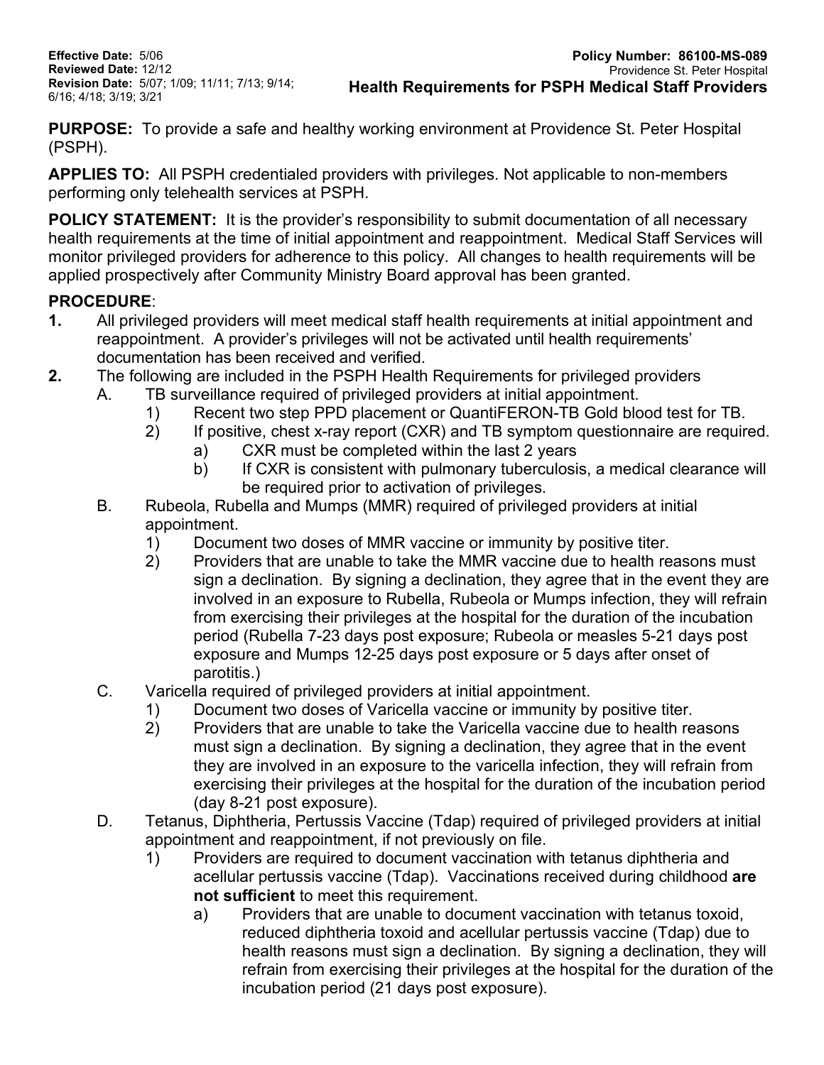**Effective Date:** 5/06
**Reviewed Date:** 12/12
**Revision Date:** 5/07; 1/09; 11/11; 7/13; 9/14; 6/16; 4/18; 3/19; 3/21

**Policy Number: 86100-MS-089**
Providence St. Peter Hospital

# Health Requirements for PSPH Medical Staff Providers

**PURPOSE:** To provide a safe and healthy working environment at Providence St. Peter Hospital (PSPH).

**APPLIES TO:** All PSPH credentialed providers with privileges. Not applicable to non-members performing only telehealth services at PSPH.

**POLICY STATEMENT:** It is the provider's responsibility to submit documentation of all necessary health requirements at the time of initial appointment and reappointment. Medical Staff Services will monitor privileged providers for adherence to this policy. All changes to health requirements will be applied prospectively after Community Ministry Board approval has been granted.

**PROCEDURE**:

**1.** All privileged providers will meet medical staff health requirements at initial appointment and reappointment. A provider's privileges will not be activated until health requirements' documentation has been received and verified.

**2.** The following are included in the PSPH Health Requirements for privileged providers

A. TB surveillance required of privileged providers at initial appointment.

1) Recent two step PPD placement or QuantiFERON-TB Gold blood test for TB.

2) If positive, chest x-ray report (CXR) and TB symptom questionnaire are required.

a) CXR must be completed within the last 2 years

b) If CXR is consistent with pulmonary tuberculosis, a medical clearance will be required prior to activation of privileges.

B. Rubeola, Rubella and Mumps (MMR) required of privileged providers at initial appointment.

1) Document two doses of MMR vaccine or immunity by positive titer.

2) Providers that are unable to take the MMR vaccine due to health reasons must sign a declination. By signing a declination, they agree that in the event they are involved in an exposure to Rubella, Rubeola or Mumps infection, they will refrain from exercising their privileges at the hospital for the duration of the incubation period (Rubella 7-23 days post exposure; Rubeola or measles 5-21 days post exposure and Mumps 12-25 days post exposure or 5 days after onset of parotitis.)

C. Varicella required of privileged providers at initial appointment.

1) Document two doses of Varicella vaccine or immunity by positive titer.

2) Providers that are unable to take the Varicella vaccine due to health reasons must sign a declination. By signing a declination, they agree that in the event they are involved in an exposure to the varicella infection, they will refrain from exercising their privileges at the hospital for the duration of the incubation period (day 8-21 post exposure).

D. Tetanus, Diphtheria, Pertussis Vaccine (Tdap) required of privileged providers at initial appointment and reappointment, if not previously on file.

1) Providers are required to document vaccination with tetanus diphtheria and acellular pertussis vaccine (Tdap). Vaccinations received during childhood **are not sufficient** to meet this requirement.

a) Providers that are unable to document vaccination with tetanus toxoid, reduced diphtheria toxoid and acellular pertussis vaccine (Tdap) due to health reasons must sign a declination. By signing a declination, they will refrain from exercising their privileges at the hospital for the duration of the incubation period (21 days post exposure).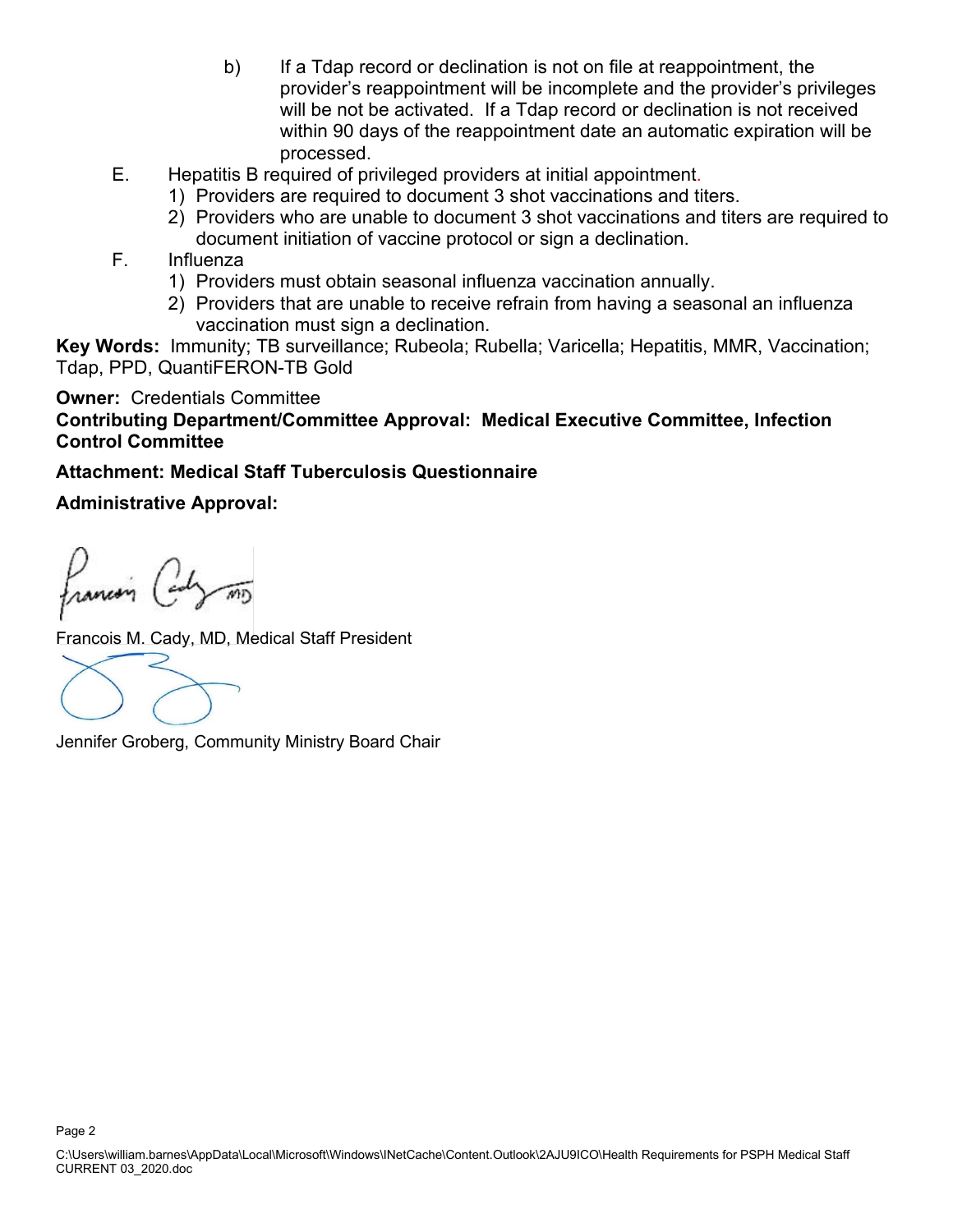b) If a Tdap record or declination is not on file at reappointment, the provider's reappointment will be incomplete and the provider's privileges will be not be activated. If a Tdap record or declination is not received within 90 days of the reappointment date an automatic expiration will be processed.

E. Hepatitis B required of privileged providers at initial appointment.
   1) Providers are required to document 3 shot vaccinations and titers.
   2) Providers who are unable to document 3 shot vaccinations and titers are required to document initiation of vaccine protocol or sign a declination.

F. Influenza
   1) Providers must obtain seasonal influenza vaccination annually.
   2) Providers that are unable to receive refrain from having a seasonal an influenza vaccination must sign a declination.

**Key Words:** Immunity; TB surveillance; Rubeola; Rubella; Varicella; Hepatitis, MMR, Vaccination; Tdap, PPD, QuantiFERON-TB Gold

**Owner:** Credentials Committee

**Contributing Department/Committee Approval: Medical Executive Committee, Infection Control Committee**

**Attachment: Medical Staff Tuberculosis Questionnaire**

**Administrative Approval:**

Francois M. Cady, MD, Medical Staff President

Jennifer Groberg, Community Ministry Board Chair

C:\Users\william.barnes\AppData\Local\Microsoft\Windows\INetCache\Content.Outlook\2AJU9ICO\Health Requirements for PSPH Medical Staff CURRENT 03_2020.doc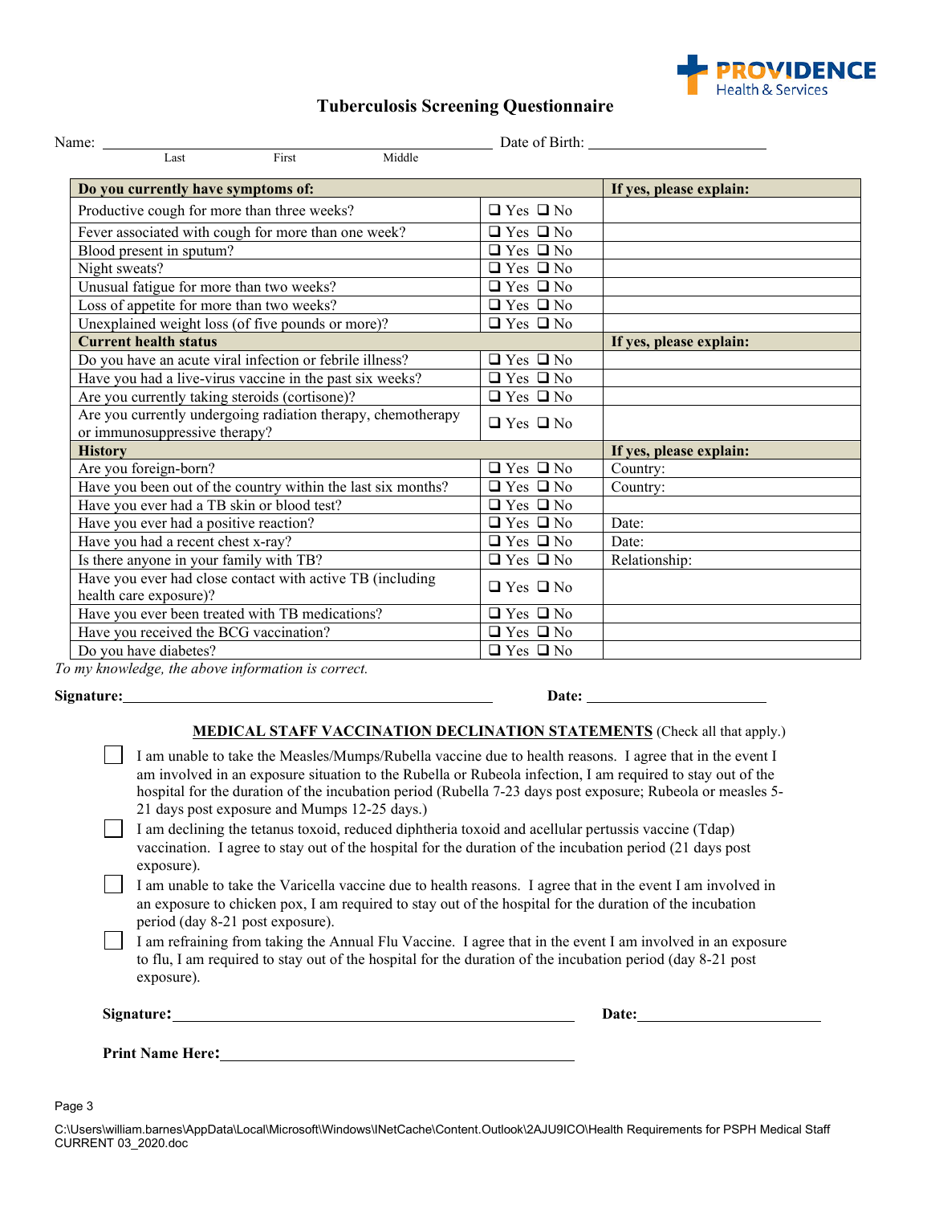PROVIDENCE Health & Services

## Tuberculosis Screening Questionnaire

Name: ______________________________ Date of Birth: ____________________
Last First Middle

| **Do you currently have symptoms of:** | | **If yes, please explain:** |
|---|---|---|
| Productive cough for more than three weeks? | ❑ Yes ❑ No | |
| Fever associated with cough for more than one week? | ❑ Yes ❑ No | |
| Blood present in sputum? | ❑ Yes ❑ No | |
| Night sweats? | ❑ Yes ❑ No | |
| Unusual fatigue for more than two weeks? | ❑ Yes ❑ No | |
| Loss of appetite for more than two weeks? | ❑ Yes ❑ No | |
| Unexplained weight loss (of five pounds or more)? | ❑ Yes ❑ No | |
| **Current health status** | | **If yes, please explain:** |
| Do you have an acute viral infection or febrile illness? | ❑ Yes ❑ No | |
| Have you had a live-virus vaccine in the past six weeks? | ❑ Yes ❑ No | |
| Are you currently taking steroids (cortisone)? | ❑ Yes ❑ No | |
| Are you currently undergoing radiation therapy, chemotherapy or immunosuppressive therapy? | ❑ Yes ❑ No | |
| **History** | | **If yes, please explain:** |
| Are you foreign-born? | ❑ Yes ❑ No | Country: |
| Have you been out of the country within the last six months? | ❑ Yes ❑ No | Country: |
| Have you ever had a TB skin or blood test? | ❑ Yes ❑ No | |
| Have you ever had a positive reaction? | ❑ Yes ❑ No | Date: |
| Have you had a recent chest x-ray? | ❑ Yes ❑ No | Date: |
| Is there anyone in your family with TB? | ❑ Yes ❑ No | Relationship: |
| Have you ever had close contact with active TB (including health care exposure)? | ❑ Yes ❑ No | |
| Have you ever been treated with TB medications? | ❑ Yes ❑ No | |
| Have you received the BCG vaccination? | ❑ Yes ❑ No | |
| Do you have diabetes? | ❑ Yes ❑ No | |

*To my knowledge, the above information is correct.*

**Signature:** ______________________________ **Date:** ____________________

**<u>MEDICAL STAFF VACCINATION DECLINATION STATEMENTS</u>** (Check all that apply.)

- ☐ I am unable to take the Measles/Mumps/Rubella vaccine due to health reasons. I agree that in the event I am involved in an exposure situation to the Rubella or Rubeola infection, I am required to stay out of the hospital for the duration of the incubation period (Rubella 7-23 days post exposure; Rubeola or measles 5-21 days post exposure and Mumps 12-25 days.)
- ☐ I am declining the tetanus toxoid, reduced diphtheria toxoid and acellular pertussis vaccine (Tdap) vaccination. I agree to stay out of the hospital for the duration of the incubation period (21 days post exposure).
- ☐ I am unable to take the Varicella vaccine due to health reasons. I agree that in the event I am involved in an exposure to chicken pox, I am required to stay out of the hospital for the duration of the incubation period (day 8-21 post exposure).
- ☐ I am refraining from taking the Annual Flu Vaccine. I agree that in the event I am involved in an exposure to flu, I am required to stay out of the hospital for the duration of the incubation period (day 8-21 post exposure).

**Signature:** ______________________________ **Date:** ____________________

**Print Name Here:** ______________________________

C:\Users\william.barnes\AppData\Local\Microsoft\Windows\INetCache\Content.Outlook\2AJU9ICO\Health Requirements for PSPH Medical Staff CURRENT 03_2020.doc